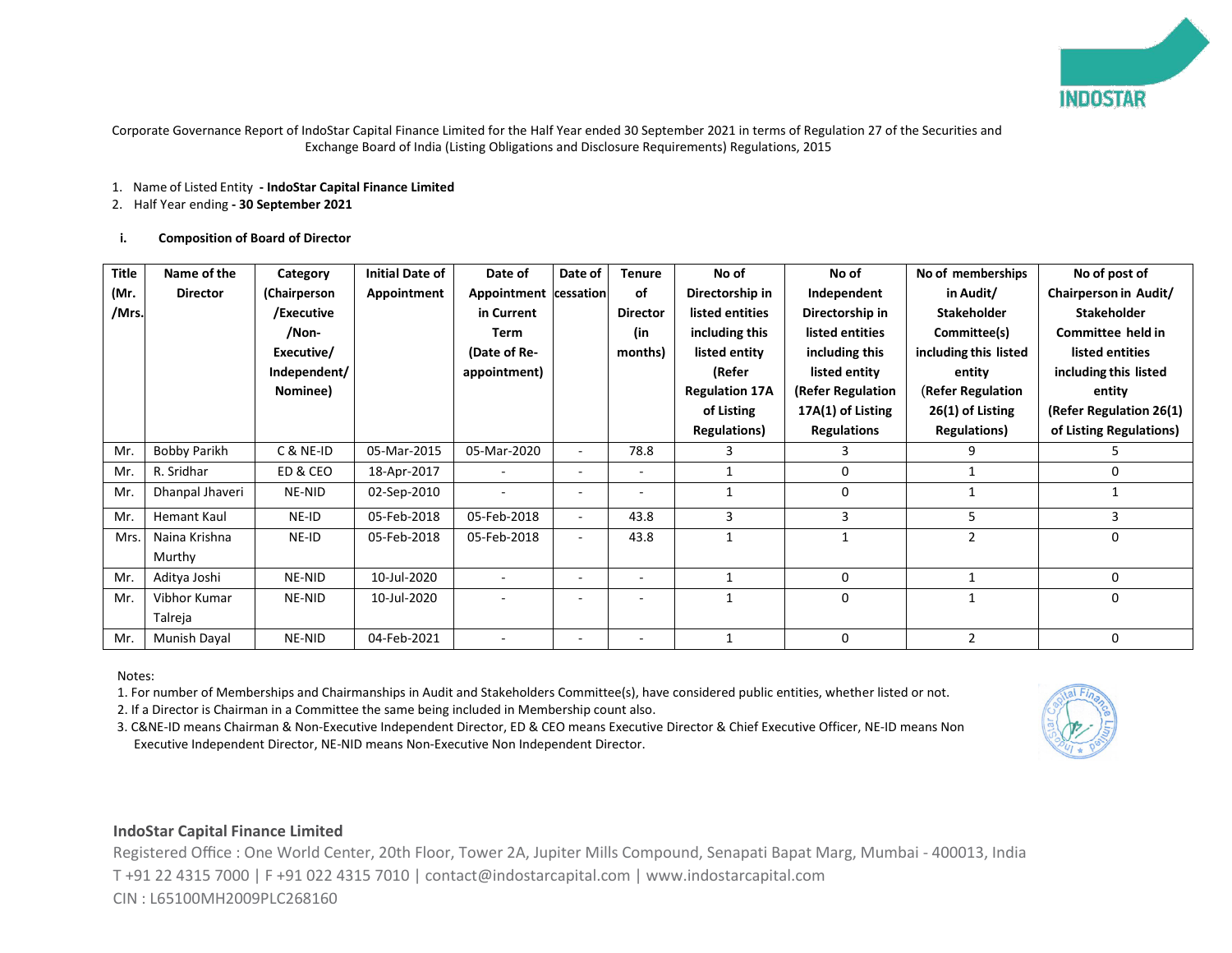Corporate Governance Report of IndoStar Capital Finance Limited for the Half Year ended 30 September 2021 in terms of Regulation 27 of the Securities and Exchange Board of India (Listing Obligations and Disclosure Requirements) Regulations, 2015

1. Name of Listed Entity **- IndoStar Capital Finance Limited**
2. Half Year ending **- 30 September 2021**

**i. Composition of Board of Director**

| Title (Mr. /Mrs. | Name of the Director | Category (Chairperson /Executive /Non-Executive/ Independent/ Nominee) | Initial Date of Appointment | Date of Appointment in Current Term (Date of Re-appointment) | Date of cessation | Tenure of Director (in months) | No of Directorship in listed entities including this listed entity (Refer Regulation 17A of Listing Regulations) | No of Independent Directorship in listed entities including this listed entity (Refer Regulation 17A(1) of Listing Regulations | No of memberships in Audit/ Stakeholder Committee(s) including this listed entity (Refer Regulation 26(1) of Listing Regulations) | No of post of Chairperson in Audit/ Stakeholder Committee held in listed entities including this listed entity (Refer Regulation 26(1) of Listing Regulations) |
|---|---|---|---|---|---|---|---|---|---|---|
| Mr. | Bobby Parikh | C & NE-ID | 05-Mar-2015 | 05-Mar-2020 | - | 78.8 | 3 | 3 | 9 | 5 |
| Mr. | R. Sridhar | ED & CEO | 18-Apr-2017 | - | - | - | 1 | 0 | 1 | 0 |
| Mr. | Dhanpal Jhaveri | NE-NID | 02-Sep-2010 | - | - | - | 1 | 0 | 1 | 1 |
| Mr. | Hemant Kaul | NE-ID | 05-Feb-2018 | 05-Feb-2018 | - | 43.8 | 3 | 3 | 5 | 3 |
| Mrs. | Naina Krishna Murthy | NE-ID | 05-Feb-2018 | 05-Feb-2018 | - | 43.8 | 1 | 1 | 2 | 0 |
| Mr. | Aditya Joshi | NE-NID | 10-Jul-2020 | - | - | - | 1 | 0 | 1 | 0 |
| Mr. | Vibhor Kumar Talreja | NE-NID | 10-Jul-2020 | - | - | - | 1 | 0 | 1 | 0 |
| Mr. | Munish Dayal | NE-NID | 04-Feb-2021 | - | - | - | 1 | 0 | 2 | 0 |

Notes:

1. For number of Memberships and Chairmanships in Audit and Stakeholders Committee(s), have considered public entities, whether listed or not.
2. If a Director is Chairman in a Committee the same being included in Membership count also.
3. C&NE-ID means Chairman & Non-Executive Independent Director, ED & CEO means Executive Director & Chief Executive Officer, NE-ID means Non Executive Independent Director, NE-NID means Non-Executive Non Independent Director.

**IndoStar Capital Finance Limited**

Registered Office : One World Center, 20th Floor, Tower 2A, Jupiter Mills Compound, Senapati Bapat Marg, Mumbai - 400013, India

T +91 22 4315 7000 | F +91 022 4315 7010 | contact@indostarcapital.com | www.indostarcapital.com

CIN : L65100MH2009PLC268160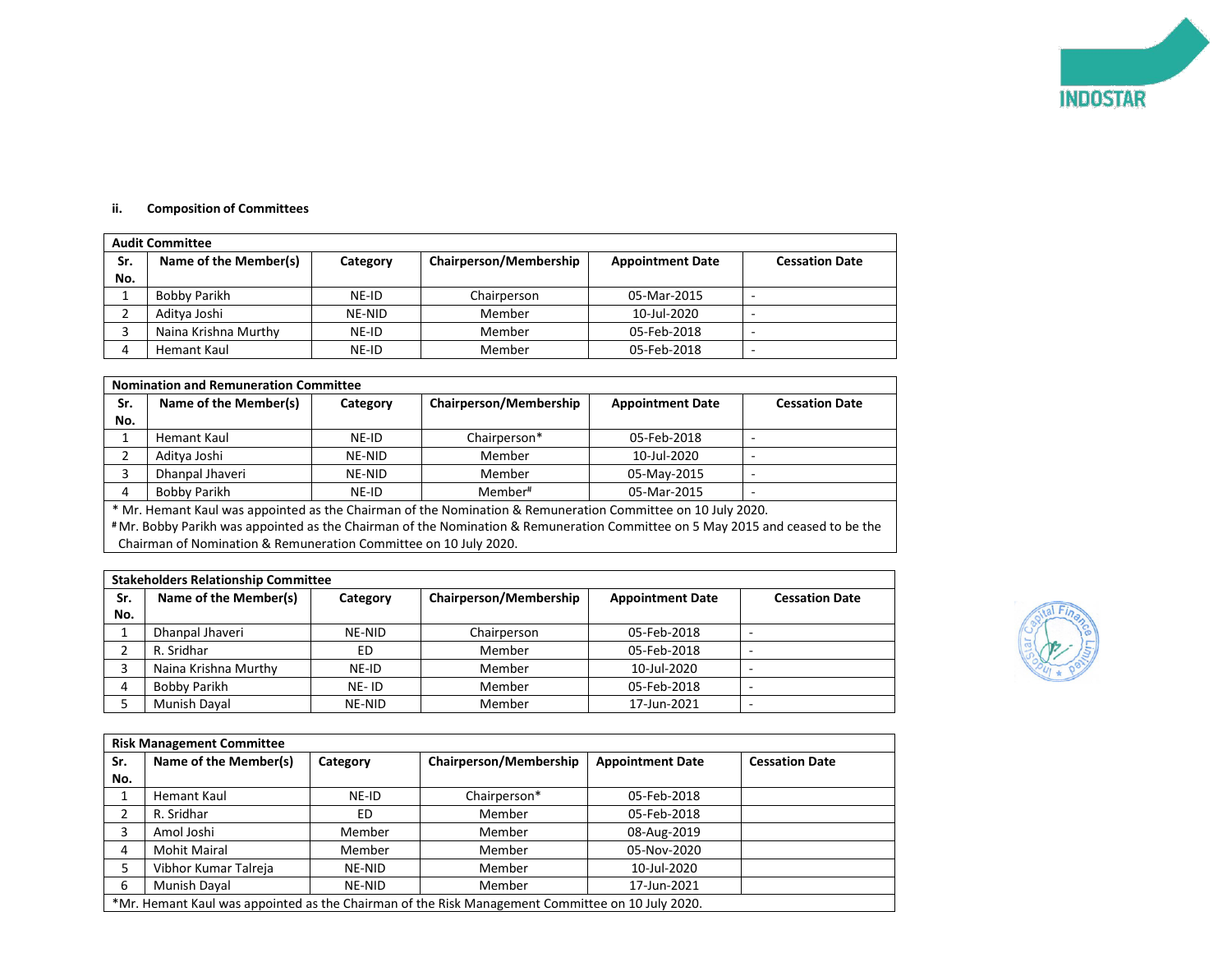**ii. Composition of Committees**

| Audit Committee | | | | | |
|---|---|---|---|---|---|
| **Sr. No.** | **Name of the Member(s)** | **Category** | **Chairperson/Membership** | **Appointment Date** | **Cessation Date** |
| 1 | Bobby Parikh | NE-ID | Chairperson | 05-Mar-2015 | - |
| 2 | Aditya Joshi | NE-NID | Member | 10-Jul-2020 | - |
| 3 | Naina Krishna Murthy | NE-ID | Member | 05-Feb-2018 | - |
| 4 | Hemant Kaul | NE-ID | Member | 05-Feb-2018 | - |

| Nomination and Remuneration Committee | | | | | |
|---|---|---|---|---|---|
| **Sr. No.** | **Name of the Member(s)** | **Category** | **Chairperson/Membership** | **Appointment Date** | **Cessation Date** |
| 1 | Hemant Kaul | NE-ID | Chairperson* | 05-Feb-2018 | - |
| 2 | Aditya Joshi | NE-NID | Member | 10-Jul-2020 | - |
| 3 | Dhanpal Jhaveri | NE-NID | Member | 05-May-2015 | - |
| 4 | Bobby Parikh | NE-ID | Member# | 05-Mar-2015 | - |

\* Mr. Hemant Kaul was appointed as the Chairman of the Nomination & Remuneration Committee on 10 July 2020.
\# Mr. Bobby Parikh was appointed as the Chairman of the Nomination & Remuneration Committee on 5 May 2015 and ceased to be the Chairman of Nomination & Remuneration Committee on 10 July 2020.

| Stakeholders Relationship Committee | | | | | |
|---|---|---|---|---|---|
| **Sr. No.** | **Name of the Member(s)** | **Category** | **Chairperson/Membership** | **Appointment Date** | **Cessation Date** |
| 1 | Dhanpal Jhaveri | NE-NID | Chairperson | 05-Feb-2018 | - |
| 2 | R. Sridhar | ED | Member | 05-Feb-2018 | - |
| 3 | Naina Krishna Murthy | NE-ID | Member | 10-Jul-2020 | - |
| 4 | Bobby Parikh | NE- ID | Member | 05-Feb-2018 | - |
| 5 | Munish Dayal | NE-NID | Member | 17-Jun-2021 | - |

| Risk Management Committee | | | | | |
|---|---|---|---|---|---|
| **Sr. No.** | **Name of the Member(s)** | **Category** | **Chairperson/Membership** | **Appointment Date** | **Cessation Date** |
| 1 | Hemant Kaul | NE-ID | Chairperson* | 05-Feb-2018 | |
| 2 | R. Sridhar | ED | Member | 05-Feb-2018 | |
| 3 | Amol Joshi | Member | Member | 08-Aug-2019 | |
| 4 | Mohit Mairal | Member | Member | 05-Nov-2020 | |
| 5 | Vibhor Kumar Talreja | NE-NID | Member | 10-Jul-2020 | |
| 6 | Munish Dayal | NE-NID | Member | 17-Jun-2021 | |

\*Mr. Hemant Kaul was appointed as the Chairman of the Risk Management Committee on 10 July 2020.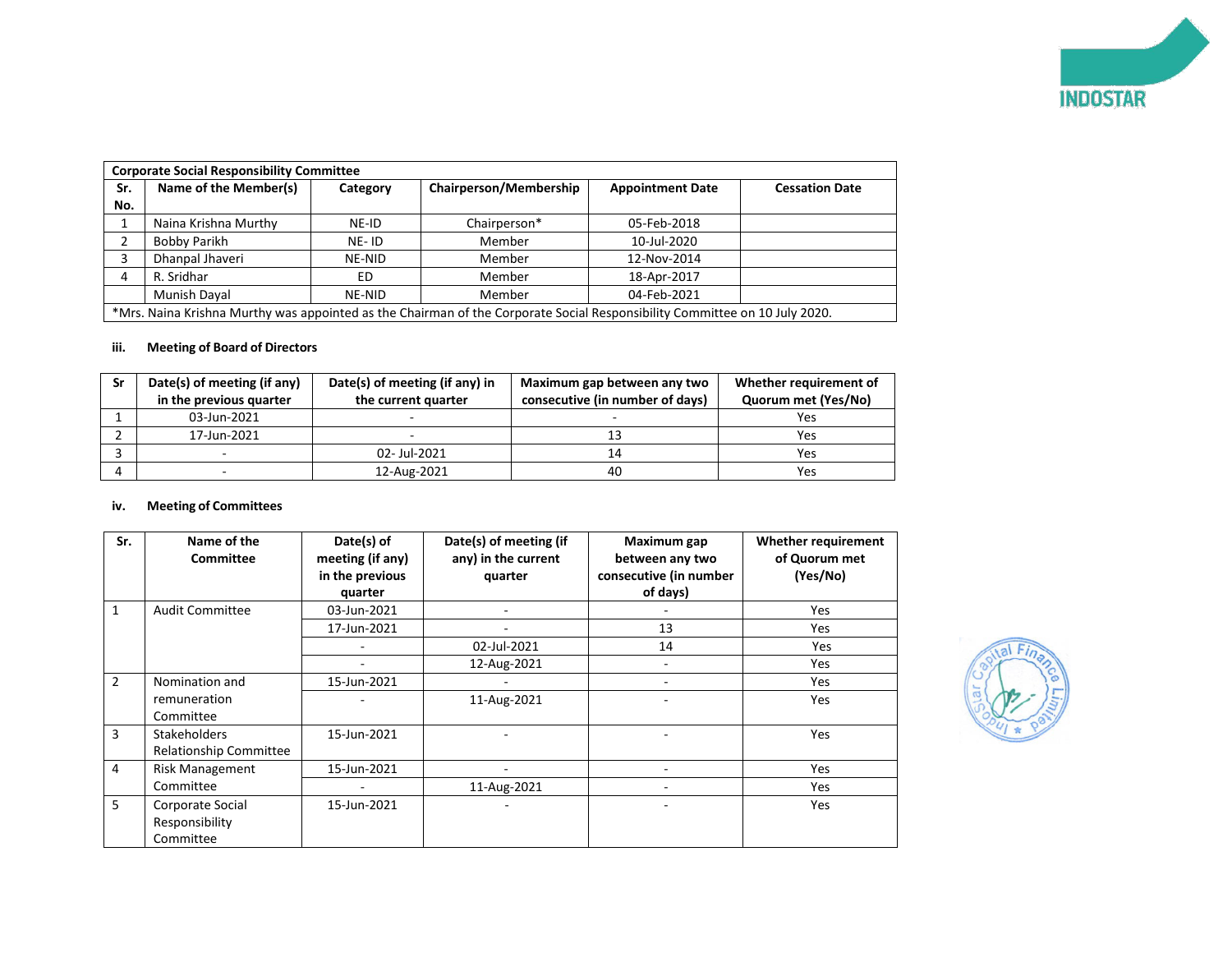| Corporate Social Responsibility Committee | | | | | |
|---|---|---|---|---|---|
| Sr. No. | Name of the Member(s) | Category | Chairperson/Membership | Appointment Date | Cessation Date |
| 1 | Naina Krishna Murthy | NE-ID | Chairperson* | 05-Feb-2018 | |
| 2 | Bobby Parikh | NE- ID | Member | 10-Jul-2020 | |
| 3 | Dhanpal Jhaveri | NE-NID | Member | 12-Nov-2014 | |
| 4 | R. Sridhar | ED | Member | 18-Apr-2017 | |
| | Munish Dayal | NE-NID | Member | 04-Feb-2021 | |

*Mrs. Naina Krishna Murthy was appointed as the Chairman of the Corporate Social Responsibility Committee on 10 July 2020.

**iii. Meeting of Board of Directors**

| Sr | Date(s) of meeting (if any) in the previous quarter | Date(s) of meeting (if any) in the current quarter | Maximum gap between any two consecutive (in number of days) | Whether requirement of Quorum met (Yes/No) |
|---|---|---|---|---|
| 1 | 03-Jun-2021 | - | - | Yes |
| 2 | 17-Jun-2021 | - | 13 | Yes |
| 3 | - | 02- Jul-2021 | 14 | Yes |
| 4 | - | 12-Aug-2021 | 40 | Yes |

**iv. Meeting of Committees**

| Sr. | Name of the Committee | Date(s) of meeting (if any) in the previous quarter | Date(s) of meeting (if any) in the current quarter | Maximum gap between any two consecutive (in number of days) | Whether requirement of Quorum met (Yes/No) |
|---|---|---|---|---|---|
| 1 | Audit Committee | 03-Jun-2021 | - | - | Yes |
| | | 17-Jun-2021 | - | 13 | Yes |
| | | - | 02-Jul-2021 | 14 | Yes |
| | | - | 12-Aug-2021 | - | Yes |
| 2 | Nomination and remuneration Committee | 15-Jun-2021 | - | - | Yes |
| | | - | 11-Aug-2021 | - | Yes |
| 3 | Stakeholders Relationship Committee | 15-Jun-2021 | - | - | Yes |
| 4 | Risk Management Committee | 15-Jun-2021 | - | - | Yes |
| | | - | 11-Aug-2021 | - | Yes |
| 5 | Corporate Social Responsibility Committee | 15-Jun-2021 | - | - | Yes |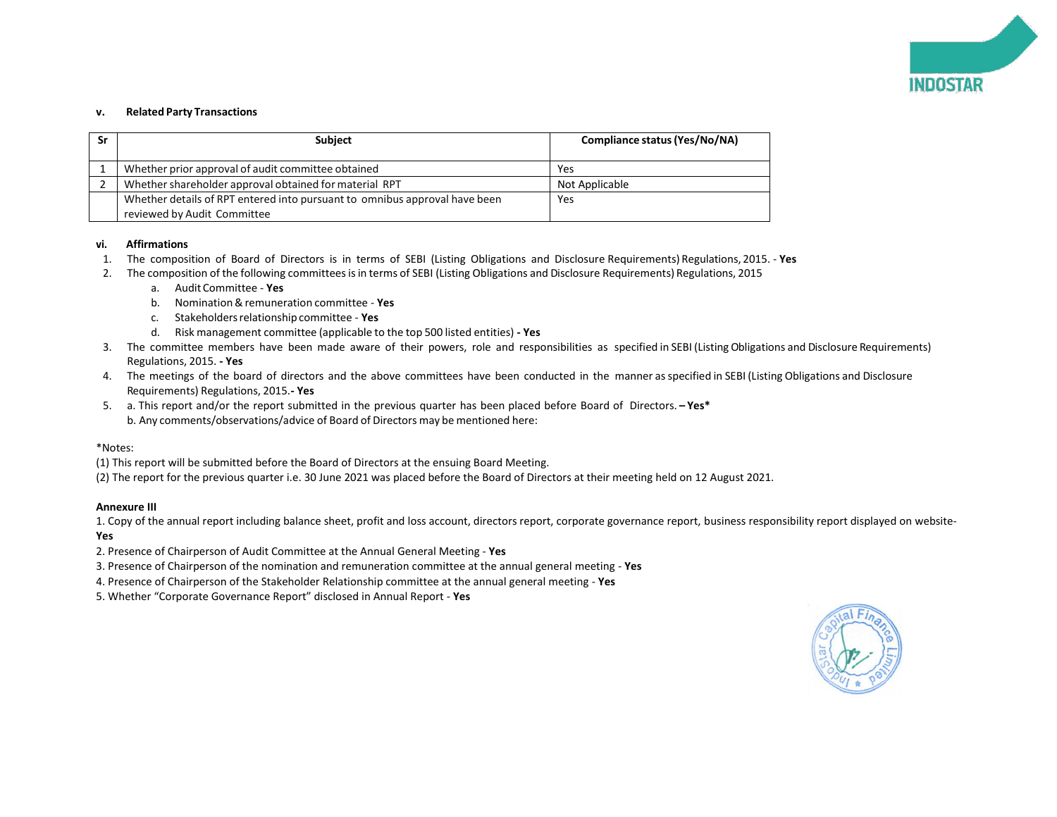**v. Related Party Transactions**

| Sr | Subject | Compliance status (Yes/No/NA) |
|---|---|---|
| 1 | Whether prior approval of audit committee obtained | Yes |
| 2 | Whether shareholder approval obtained for material RPT | Not Applicable |
| | Whether details of RPT entered into pursuant to omnibus approval have been reviewed by Audit Committee | Yes |

**vi. Affirmations**

1. The composition of Board of Directors is in terms of SEBI (Listing Obligations and Disclosure Requirements) Regulations, 2015. - **Yes**
2. The composition of the following committees is in terms of SEBI (Listing Obligations and Disclosure Requirements) Regulations, 2015
   a. Audit Committee - **Yes**
   b. Nomination & remuneration committee - **Yes**
   c. Stakeholders relationship committee - **Yes**
   d. Risk management committee (applicable to the top 500 listed entities) **- Yes**
3. The committee members have been made aware of their powers, role and responsibilities as specified in SEBI (Listing Obligations and Disclosure Requirements) Regulations, 2015. **- Yes**
4. The meetings of the board of directors and the above committees have been conducted in the manner as specified in SEBI (Listing Obligations and Disclosure Requirements) Regulations, 2015.**- Yes**
5. a. This report and/or the report submitted in the previous quarter has been placed before Board of Directors. **– Yes***
   b. Any comments/observations/advice of Board of Directors may be mentioned here:

*Notes:
(1) This report will be submitted before the Board of Directors at the ensuing Board Meeting.
(2) The report for the previous quarter i.e. 30 June 2021 was placed before the Board of Directors at their meeting held on 12 August 2021.

**Annexure III**

1. Copy of the annual report including balance sheet, profit and loss account, directors report, corporate governance report, business responsibility report displayed on website- **Yes**
2. Presence of Chairperson of Audit Committee at the Annual General Meeting - **Yes**
3. Presence of Chairperson of the nomination and remuneration committee at the annual general meeting - **Yes**
4. Presence of Chairperson of the Stakeholder Relationship committee at the annual general meeting - **Yes**
5. Whether "Corporate Governance Report" disclosed in Annual Report - **Yes**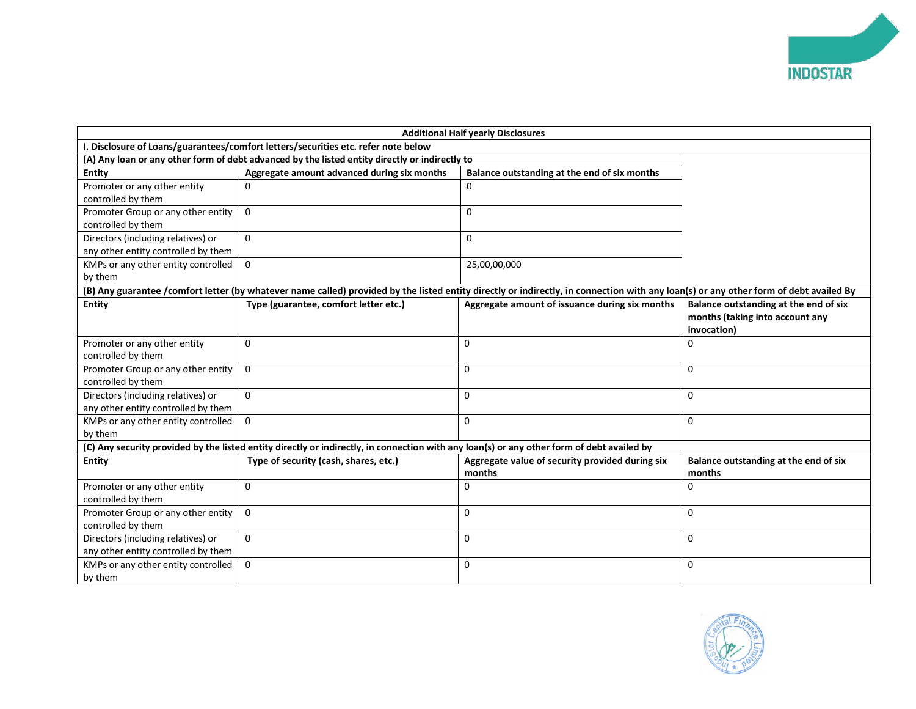| Additional Half yearly Disclosures | | | |
|---|---|---|---|
| **I. Disclosure of Loans/guarantees/comfort letters/securities etc. refer note below** | | | |
| **(A) Any loan or any other form of debt advanced by the listed entity directly or indirectly to** | | | |
| **Entity** | **Aggregate amount advanced during six months** | **Balance outstanding at the end of six months** | |
| Promoter or any other entity controlled by them | 0 | 0 | |
| Promoter Group or any other entity controlled by them | 0 | 0 | |
| Directors (including relatives) or any other entity controlled by them | 0 | 0 | |
| KMPs or any other entity controlled by them | 0 | 25,00,00,000 | |
| **(B) Any guarantee /comfort letter (by whatever name called) provided by the listed entity directly or indirectly, in connection with any loan(s) or any other form of debt availed By** | | | |
| **Entity** | **Type (guarantee, comfort letter etc.)** | **Aggregate amount of issuance during six months** | **Balance outstanding at the end of six months (taking into account any invocation)** |
| Promoter or any other entity controlled by them | 0 | 0 | 0 |
| Promoter Group or any other entity controlled by them | 0 | 0 | 0 |
| Directors (including relatives) or any other entity controlled by them | 0 | 0 | 0 |
| KMPs or any other entity controlled by them | 0 | 0 | 0 |
| **(C) Any security provided by the listed entity directly or indirectly, in connection with any loan(s) or any other form of debt availed by** | | | |
| **Entity** | **Type of security (cash, shares, etc.)** | **Aggregate value of security provided during six months** | **Balance outstanding at the end of six months** |
| Promoter or any other entity controlled by them | 0 | 0 | 0 |
| Promoter Group or any other entity controlled by them | 0 | 0 | 0 |
| Directors (including relatives) or any other entity controlled by them | 0 | 0 | 0 |
| KMPs or any other entity controlled by them | 0 | 0 | 0 |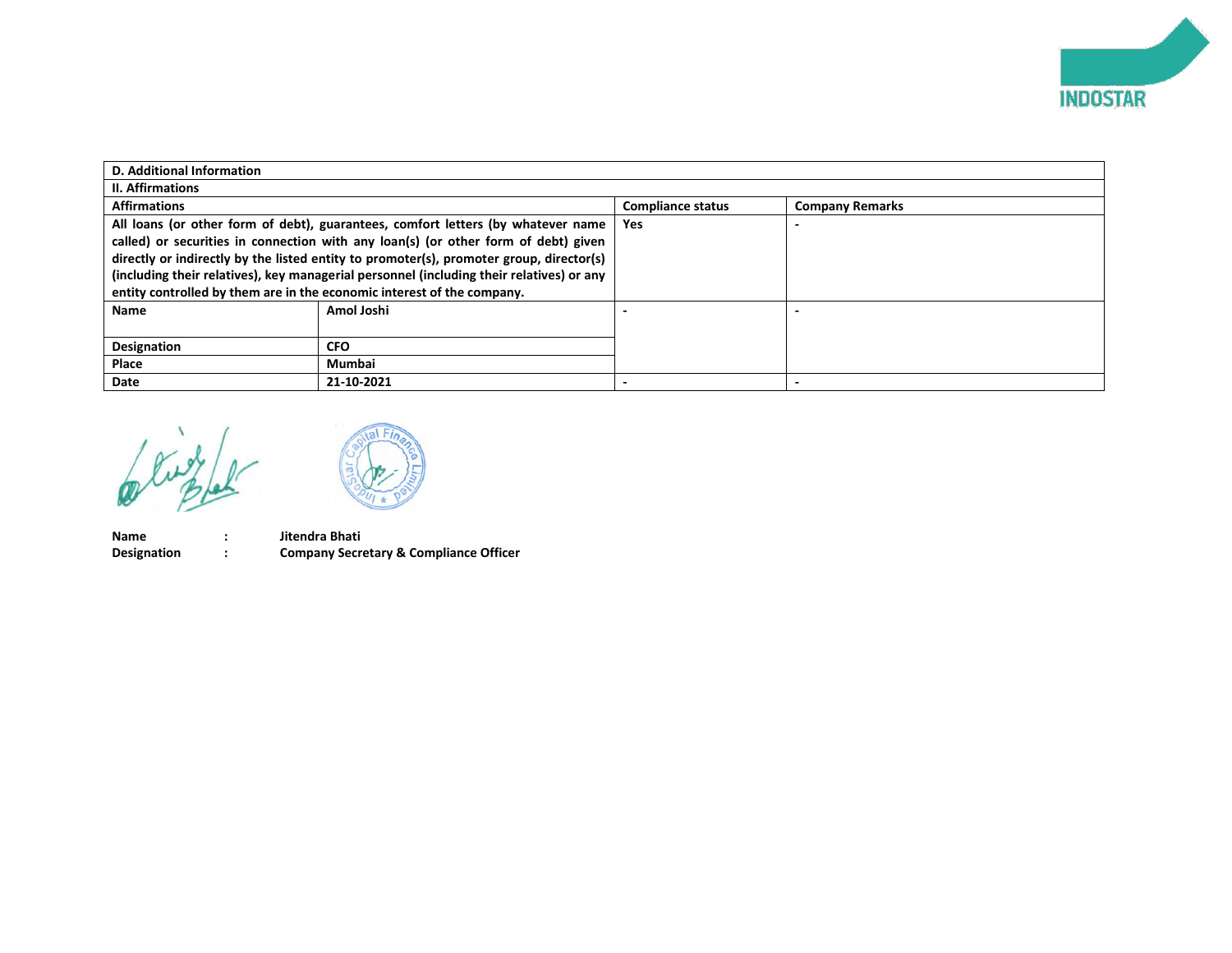| D. Additional Information | | | |
|---|---|---|---|
| **II. Affirmations** | | | |
| **Affirmations** | | **Compliance status** | **Company Remarks** |
| **All loans (or other form of debt), guarantees, comfort letters (by whatever name called) or securities in connection with any loan(s) (or other form of debt) given directly or indirectly by the listed entity to promoter(s), promoter group, director(s) (including their relatives), key managerial personnel (including their relatives) or any entity controlled by them are in the economic interest of the company.** | | **Yes** | **-** |
| **Name** | **Amol Joshi** | **-** | **-** |
| **Designation** | **CFO** | | |
| **Place** | **Mumbai** | | |
| **Date** | **21-10-2021** | **-** | **-** |

**Name** : **Jitendra Bhati**

**Designation** : **Company Secretary & Compliance Officer**